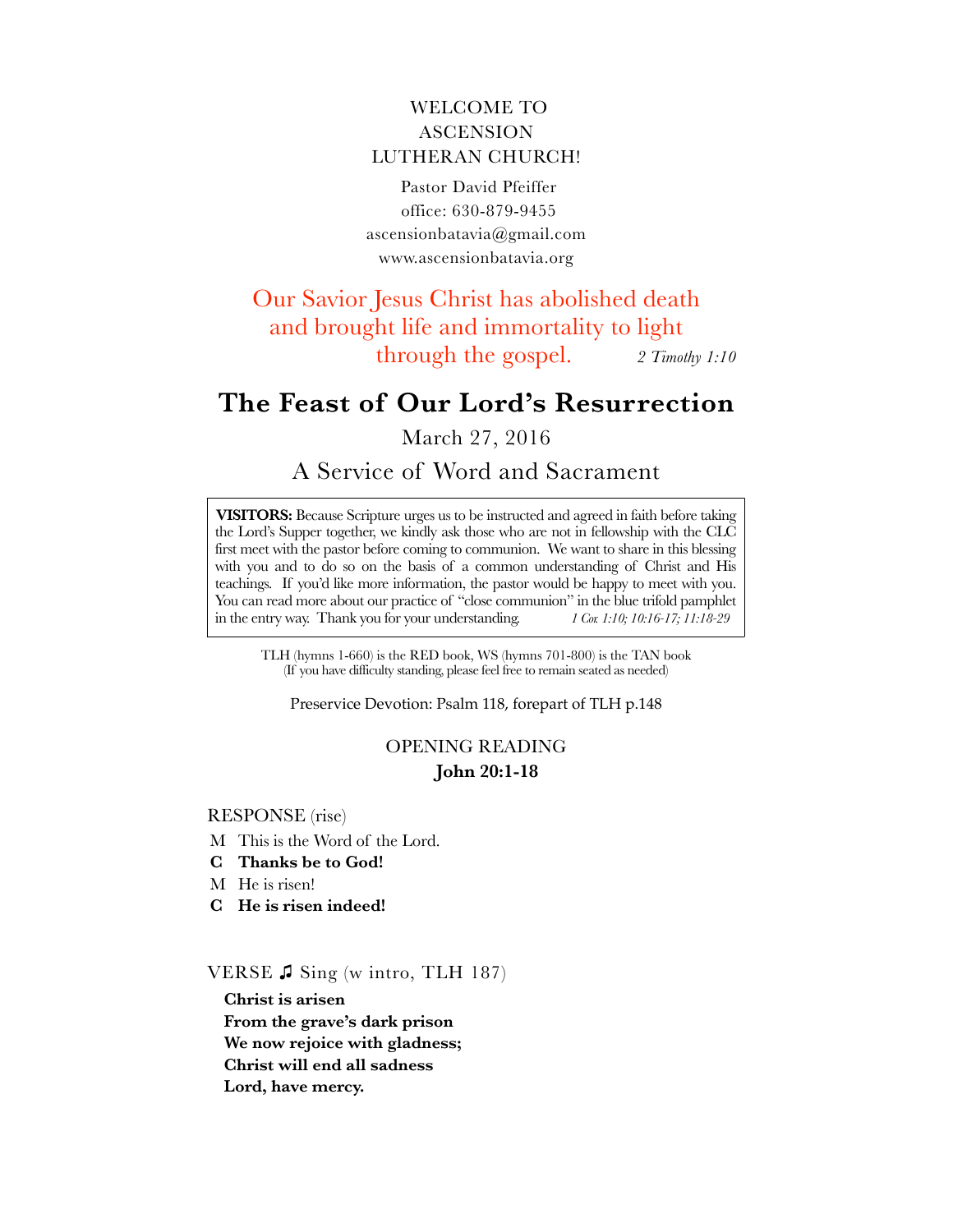WELCOME TO
ASCENSION
LUTHERAN CHURCH!

Pastor David Pfeiffer
office: 630-879-9455
ascensionbatavia@gmail.com
www.ascensionbatavia.org

Our Savior Jesus Christ has abolished death
and brought life and immortality to light
through the gospel. *2 Timothy 1:10*

# The Feast of Our Lord's Resurrection

March 27, 2016

A Service of Word and Sacrament

> **VISITORS:** Because Scripture urges us to be instructed and agreed in faith before taking the Lord's Supper together, we kindly ask those who are not in fellowship with the CLC first meet with the pastor before coming to communion. We want to share in this blessing with you and to do so on the basis of a common understanding of Christ and His teachings. If you'd like more information, the pastor would be happy to meet with you. You can read more about our practice of "close communion" in the blue trifold pamphlet in the entry way. Thank you for your understanding. *1 Cor. 1:10; 10:16-17; 11:18-29*

TLH (hymns 1-660) is the RED book, WS (hymns 701-800) is the TAN book
(If you have difficulty standing, please feel free to remain seated as needed)

Preservice Devotion: Psalm 118, forepart of TLH p.148

OPENING READING
**John 20:1-18**

RESPONSE (rise)

M This is the Word of the Lord.
**C Thanks be to God!**
M He is risen!
**C He is risen indeed!**

VERSE ♫ Sing (w intro, TLH 187)

**Christ is arisen**
**From the grave's dark prison**
**We now rejoice with gladness;**
**Christ will end all sadness**
**Lord, have mercy.**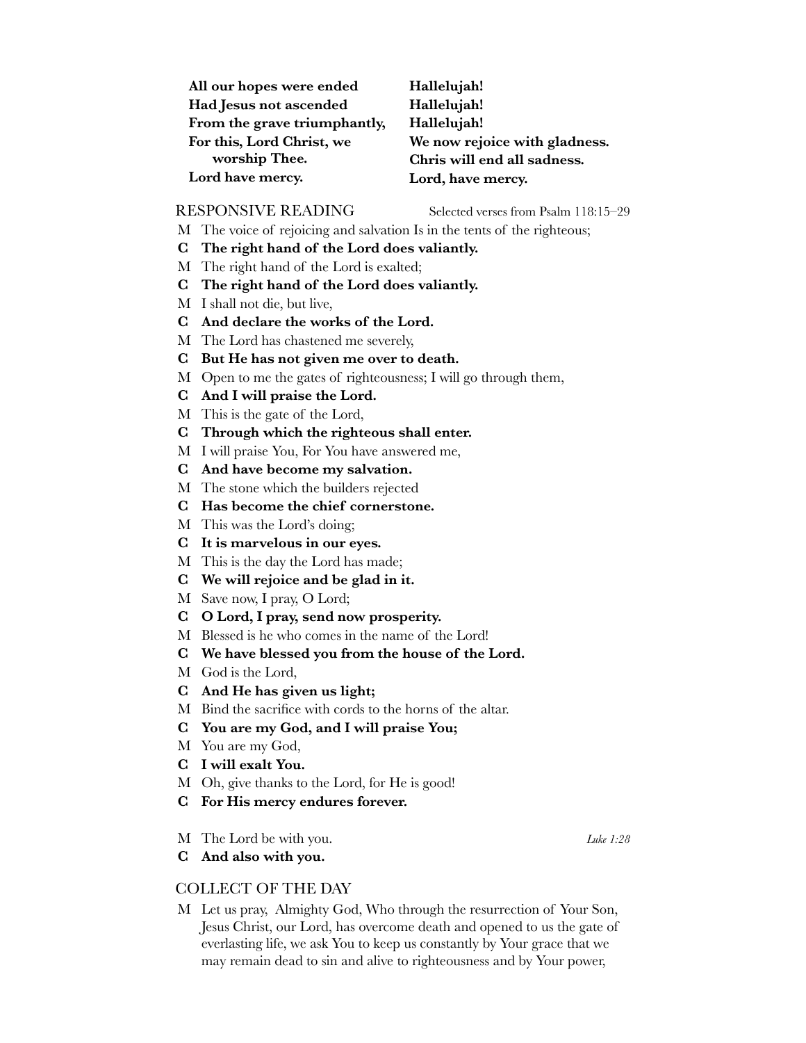**All our hopes were ended**
**Had Jesus not ascended**
**From the grave triumphantly,**
**For this, Lord Christ, we worship Thee.**
**Lord have mercy.**

**Hallelujah!**
**Hallelujah!**
**Hallelujah!**
**We now rejoice with gladness.**
**Chris will end all sadness.**
**Lord, have mercy.**

## RESPONSIVE READING

Selected verses from Psalm 118:15–29

M The voice of rejoicing and salvation Is in the tents of the righteous;

**C The right hand of the Lord does valiantly.**

M The right hand of the Lord is exalted;

**C The right hand of the Lord does valiantly.**

M I shall not die, but live,

**C And declare the works of the Lord.**

M The Lord has chastened me severely,

**C But He has not given me over to death.**

M Open to me the gates of righteousness; I will go through them,

**C And I will praise the Lord.**

M This is the gate of the Lord,

**C Through which the righteous shall enter.**

M I will praise You, For You have answered me,

**C And have become my salvation.**

M The stone which the builders rejected

**C Has become the chief cornerstone.**

M This was the Lord's doing;

**C It is marvelous in our eyes.**

M This is the day the Lord has made;

**C We will rejoice and be glad in it.**

M Save now, I pray, O Lord;

**C O Lord, I pray, send now prosperity.**

M Blessed is he who comes in the name of the Lord!

**C We have blessed you from the house of the Lord.**

M God is the Lord,

**C And He has given us light;**

M Bind the sacrifice with cords to the horns of the altar.

**C You are my God, and I will praise You;**

M You are my God,

**C I will exalt You.**

M Oh, give thanks to the Lord, for He is good!

**C For His mercy endures forever.**

M The Lord be with you. *Luke 1:28*

**C And also with you.**

## COLLECT OF THE DAY

M Let us pray, Almighty God, Who through the resurrection of Your Son, Jesus Christ, our Lord, has overcome death and opened to us the gate of everlasting life, we ask You to keep us constantly by Your grace that we may remain dead to sin and alive to righteousness and by Your power,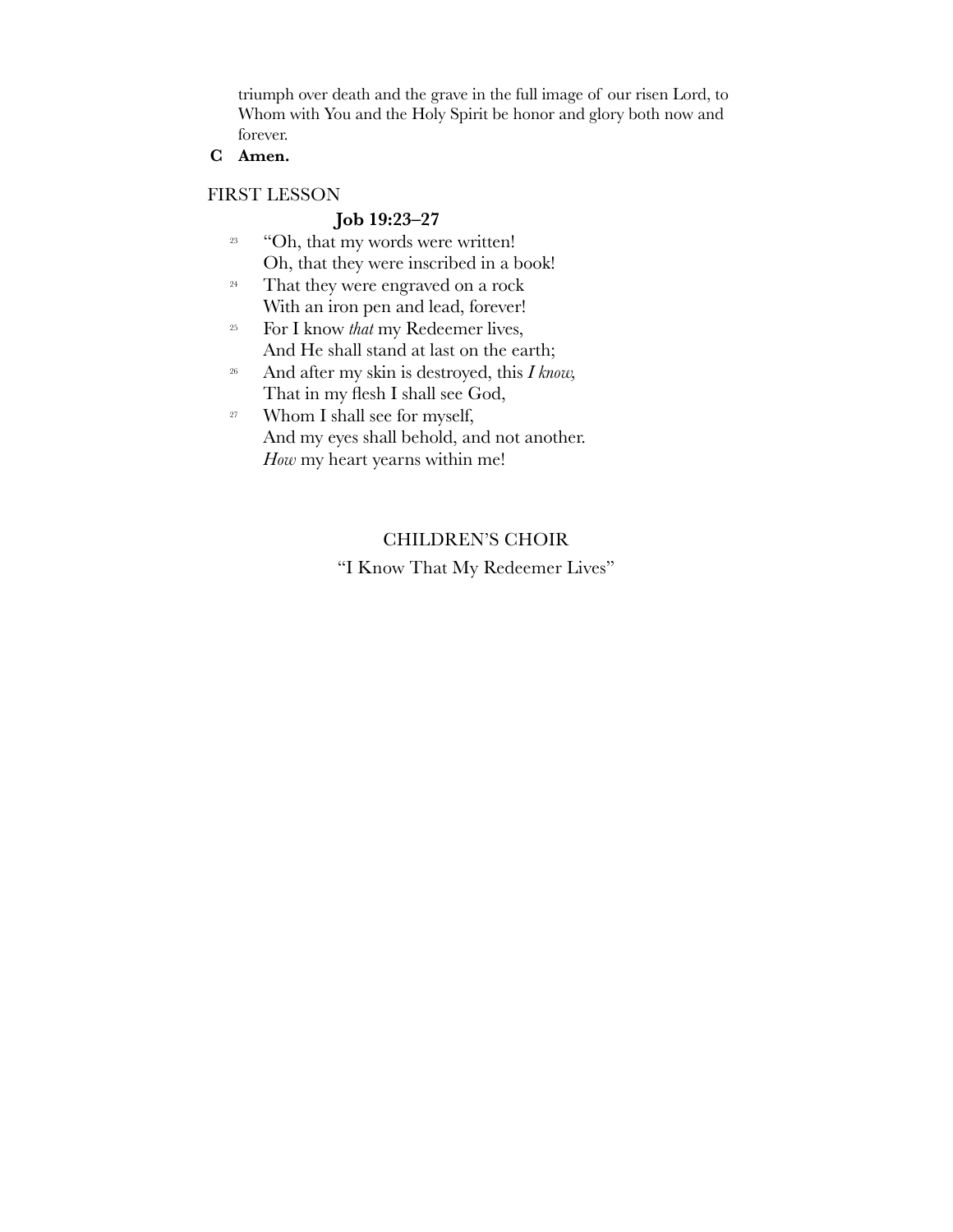triumph over death and the grave in the full image of our risen Lord, to Whom with You and the Holy Spirit be honor and glory both now and forever.

**C Amen.**

FIRST LESSON

**Job 19:23–27**

[23] "Oh, that my words were written!
Oh, that they were inscribed in a book!

[24] That they were engraved on a rock
With an iron pen and lead, forever!

[25] For I know *that* my Redeemer lives,
And He shall stand at last on the earth;

[26] And after my skin is destroyed, this *I know,*
That in my flesh I shall see God,

[27] Whom I shall see for myself,
And my eyes shall behold, and not another.
*How* my heart yearns within me!

CHILDREN'S CHOIR

"I Know That My Redeemer Lives"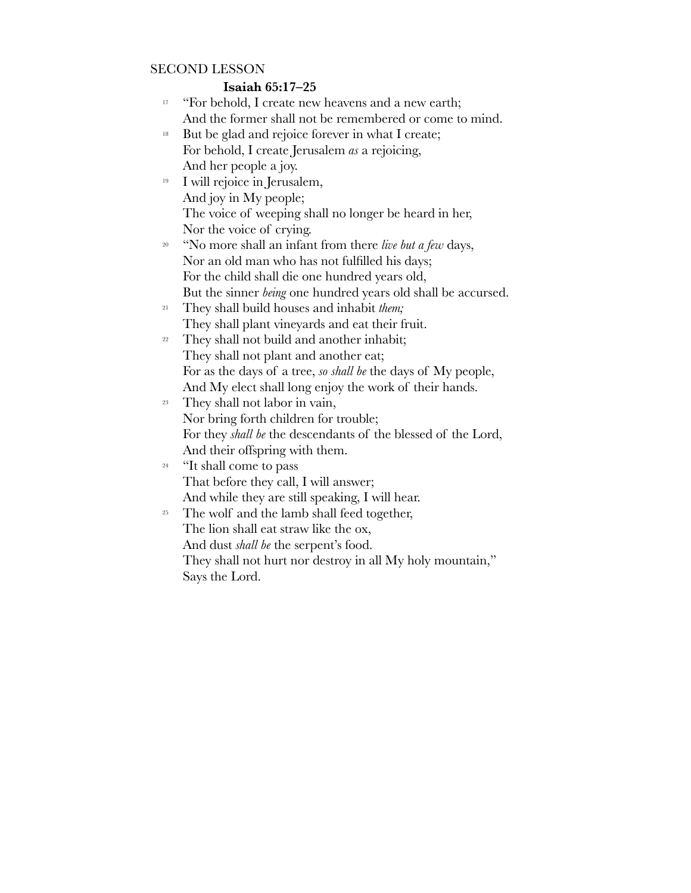SECOND LESSON

**Isaiah 65:17–25**

17 "For behold, I create new heavens and a new earth;
And the former shall not be remembered or come to mind.

18 But be glad and rejoice forever in what I create;
For behold, I create Jerusalem *as* a rejoicing,
And her people a joy.

19 I will rejoice in Jerusalem,
And joy in My people;
The voice of weeping shall no longer be heard in her,
Nor the voice of crying.

20 "No more shall an infant from there *live but a few* days,
Nor an old man who has not fulfilled his days;
For the child shall die one hundred years old,
But the sinner *being* one hundred years old shall be accursed.

21 They shall build houses and inhabit *them;*
They shall plant vineyards and eat their fruit.

22 They shall not build and another inhabit;
They shall not plant and another eat;
For as the days of a tree, *so shall be* the days of My people,
And My elect shall long enjoy the work of their hands.

23 They shall not labor in vain,
Nor bring forth children for trouble;
For they *shall be* the descendants of the blessed of the Lord,
And their offspring with them.

24 "It shall come to pass
That before they call, I will answer;
And while they are still speaking, I will hear.

25 The wolf and the lamb shall feed together,
The lion shall eat straw like the ox,
And dust *shall be* the serpent's food.
They shall not hurt nor destroy in all My holy mountain,"
Says the Lord.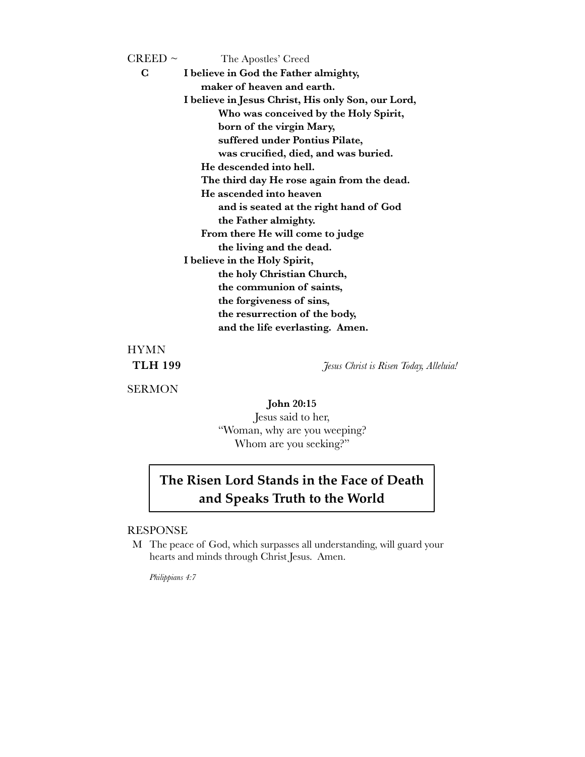CREED ~ The Apostles' Creed

**C** **I believe in God the Father almighty,**
**maker of heaven and earth.**
**I believe in Jesus Christ, His only Son, our Lord,**
**Who was conceived by the Holy Spirit,**
**born of the virgin Mary,**
**suffered under Pontius Pilate,**
**was crucified, died, and was buried.**
**He descended into hell.**
**The third day He rose again from the dead.**
**He ascended into heaven**
**and is seated at the right hand of God**
**the Father almighty.**
**From there He will come to judge**
**the living and the dead.**
**I believe in the Holy Spirit,**
**the holy Christian Church,**
**the communion of saints,**
**the forgiveness of sins,**
**the resurrection of the body,**
**and the life everlasting. Amen.**

HYMN

**TLH 199** *Jesus Christ is Risen Today, Alleluia!*

SERMON

**John 20:15**
Jesus said to her,
"Woman, why are you weeping?
Whom are you seeking?"

**The Risen Lord Stands in the Face of Death and Speaks Truth to the World**

RESPONSE

M The peace of God, which surpasses all understanding, will guard your hearts and minds through Christ Jesus. Amen.

*Philippians 4:7*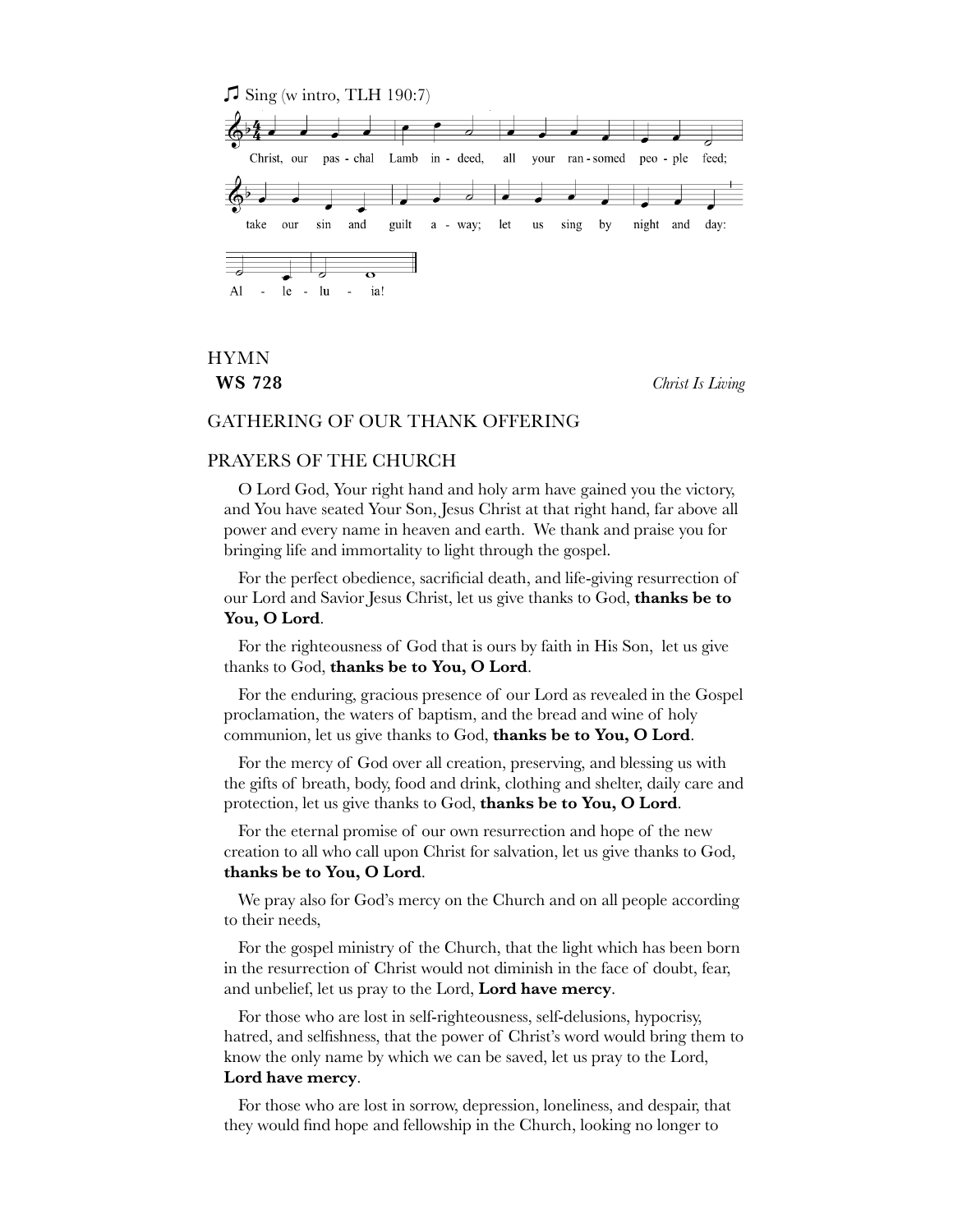♫ Sing (w intro, TLH 190:7)

Christ, our pas - chal Lamb in - deed, all your ran - somed peo - ple feed;
take our sin and guilt a - way; let us sing by night and day:
Al - le - lu - ia!

HYMN

**WS 728** *Christ Is Living*

GATHERING OF OUR THANK OFFERING

PRAYERS OF THE CHURCH

O Lord God, Your right hand and holy arm have gained you the victory, and You have seated Your Son, Jesus Christ at that right hand, far above all power and every name in heaven and earth. We thank and praise you for bringing life and immortality to light through the gospel.

For the perfect obedience, sacrificial death, and life-giving resurrection of our Lord and Savior Jesus Christ, let us give thanks to God, **thanks be to You, O Lord**.

For the righteousness of God that is ours by faith in His Son, let us give thanks to God, **thanks be to You, O Lord**.

For the enduring, gracious presence of our Lord as revealed in the Gospel proclamation, the waters of baptism, and the bread and wine of holy communion, let us give thanks to God, **thanks be to You, O Lord**.

For the mercy of God over all creation, preserving, and blessing us with the gifts of breath, body, food and drink, clothing and shelter, daily care and protection, let us give thanks to God, **thanks be to You, O Lord**.

For the eternal promise of our own resurrection and hope of the new creation to all who call upon Christ for salvation, let us give thanks to God, **thanks be to You, O Lord**.

We pray also for God's mercy on the Church and on all people according to their needs,

For the gospel ministry of the Church, that the light which has been born in the resurrection of Christ would not diminish in the face of doubt, fear, and unbelief, let us pray to the Lord, **Lord have mercy**.

For those who are lost in self-righteousness, self-delusions, hypocrisy, hatred, and selfishness, that the power of Christ's word would bring them to know the only name by which we can be saved, let us pray to the Lord, **Lord have mercy**.

For those who are lost in sorrow, depression, loneliness, and despair, that they would find hope and fellowship in the Church, looking no longer to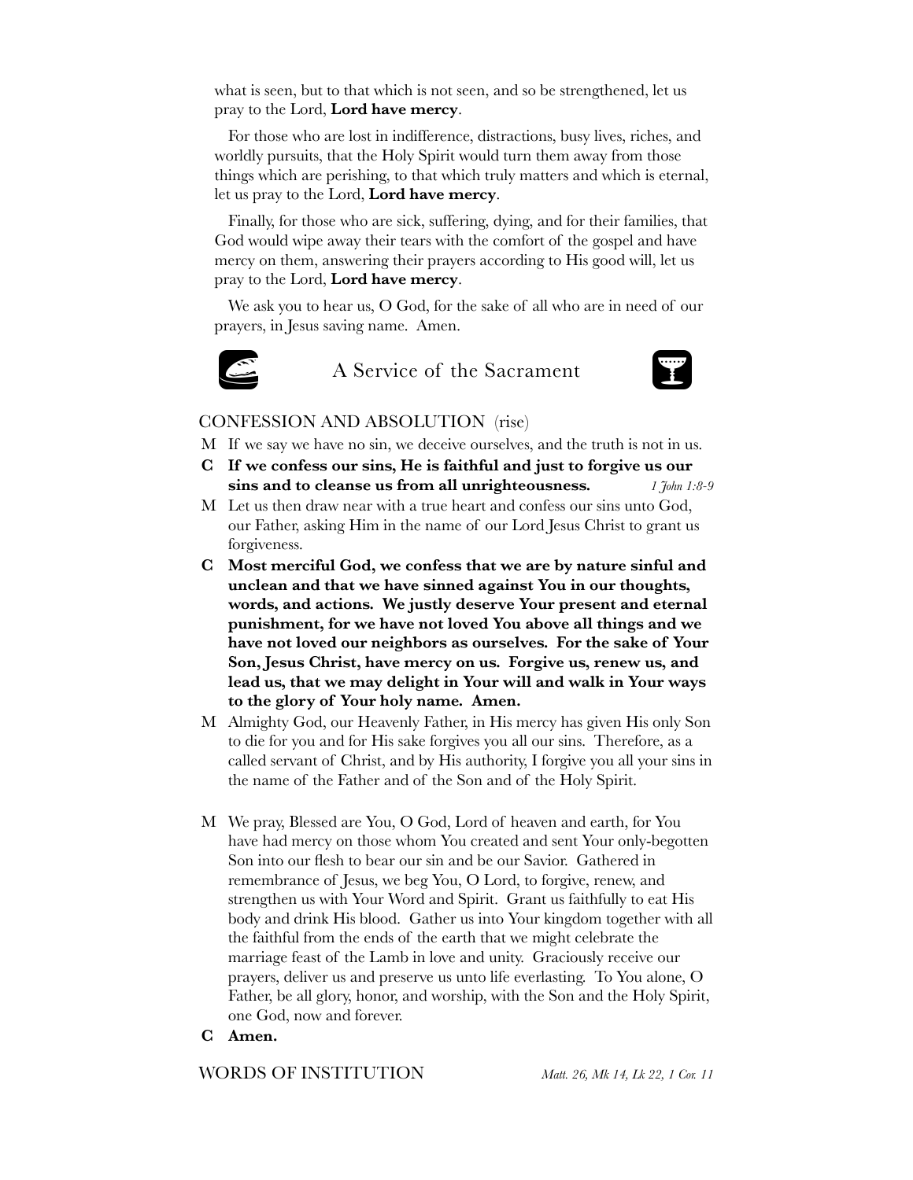what is seen, but to that which is not seen, and so be strengthened, let us pray to the Lord, **Lord have mercy**.

For those who are lost in indifference, distractions, busy lives, riches, and worldly pursuits, that the Holy Spirit would turn them away from those things which are perishing, to that which truly matters and which is eternal, let us pray to the Lord, **Lord have mercy**.

Finally, for those who are sick, suffering, dying, and for their families, that God would wipe away their tears with the comfort of the gospel and have mercy on them, answering their prayers according to His good will, let us pray to the Lord, **Lord have mercy**.

We ask you to hear us, O God, for the sake of all who are in need of our prayers, in Jesus saving name. Amen.

## A Service of the Sacrament

### CONFESSION AND ABSOLUTION (rise)

M If we say we have no sin, we deceive ourselves, and the truth is not in us.

**C If we confess our sins, He is faithful and just to forgive us our sins and to cleanse us from all unrighteousness.** *1 John 1:8-9*

M Let us then draw near with a true heart and confess our sins unto God, our Father, asking Him in the name of our Lord Jesus Christ to grant us forgiveness.

**C Most merciful God, we confess that we are by nature sinful and unclean and that we have sinned against You in our thoughts, words, and actions. We justly deserve Your present and eternal punishment, for we have not loved You above all things and we have not loved our neighbors as ourselves. For the sake of Your Son, Jesus Christ, have mercy on us. Forgive us, renew us, and lead us, that we may delight in Your will and walk in Your ways to the glory of Your holy name. Amen.**

M Almighty God, our Heavenly Father, in His mercy has given His only Son to die for you and for His sake forgives you all our sins. Therefore, as a called servant of Christ, and by His authority, I forgive you all your sins in the name of the Father and of the Son and of the Holy Spirit.

M We pray, Blessed are You, O God, Lord of heaven and earth, for You have had mercy on those whom You created and sent Your only-begotten Son into our flesh to bear our sin and be our Savior. Gathered in remembrance of Jesus, we beg You, O Lord, to forgive, renew, and strengthen us with Your Word and Spirit. Grant us faithfully to eat His body and drink His blood. Gather us into Your kingdom together with all the faithful from the ends of the earth that we might celebrate the marriage feast of the Lamb in love and unity. Graciously receive our prayers, deliver us and preserve us unto life everlasting. To You alone, O Father, be all glory, honor, and worship, with the Son and the Holy Spirit, one God, now and forever.

**C Amen.**

### WORDS OF INSTITUTION *Matt. 26, Mk 14, Lk 22, 1 Cor. 11*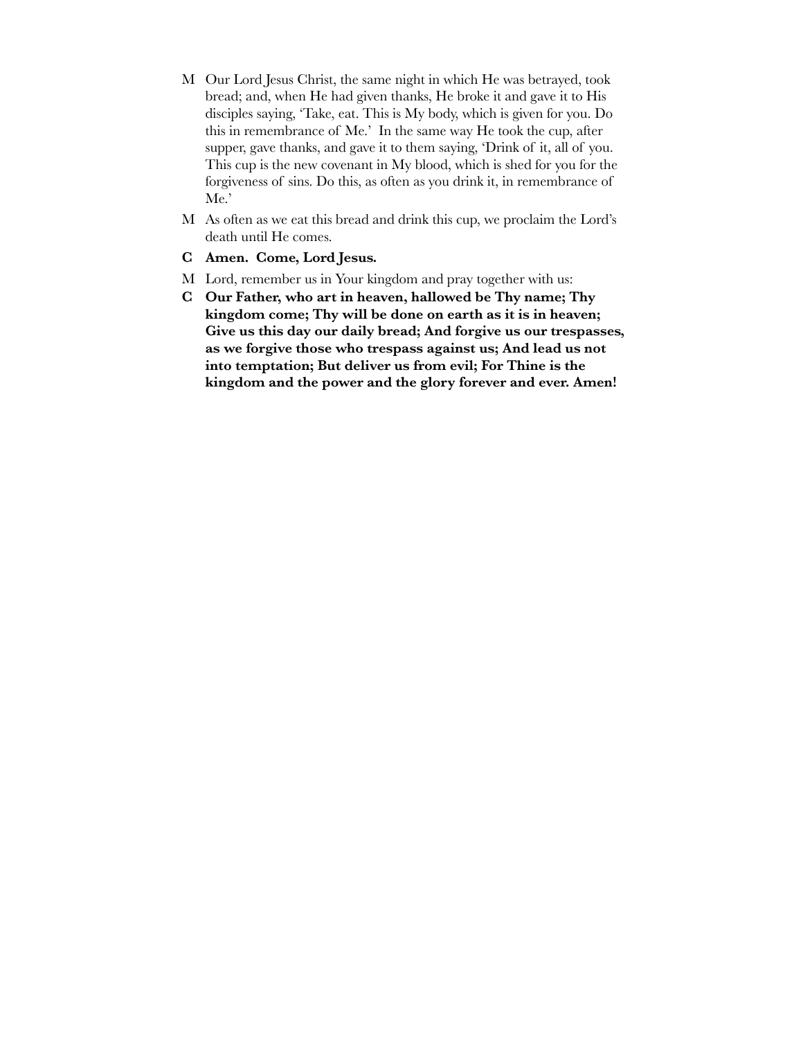M Our Lord Jesus Christ, the same night in which He was betrayed, took bread; and, when He had given thanks, He broke it and gave it to His disciples saying, 'Take, eat. This is My body, which is given for you. Do this in remembrance of Me.' In the same way He took the cup, after supper, gave thanks, and gave it to them saying, 'Drink of it, all of you. This cup is the new covenant in My blood, which is shed for you for the forgiveness of sins. Do this, as often as you drink it, in remembrance of Me.'

M As often as we eat this bread and drink this cup, we proclaim the Lord's death until He comes.

**C Amen. Come, Lord Jesus.**

M Lord, remember us in Your kingdom and pray together with us:

**C Our Father, who art in heaven, hallowed be Thy name; Thy kingdom come; Thy will be done on earth as it is in heaven; Give us this day our daily bread; And forgive us our trespasses, as we forgive those who trespass against us; And lead us not into temptation; But deliver us from evil; For Thine is the kingdom and the power and the glory forever and ever. Amen!**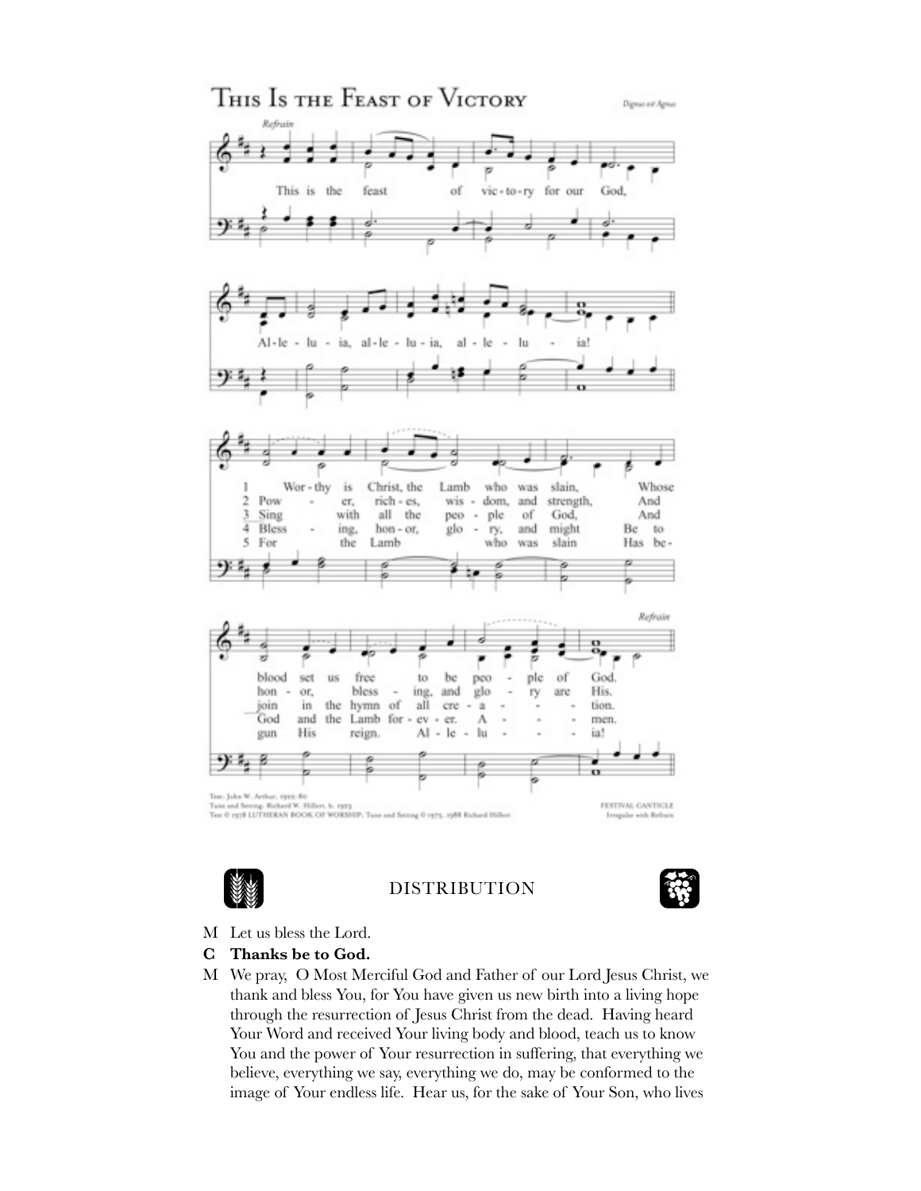# This Is the Feast of Victory

*Dignus est Agnus*

*Refrain*

This is the feast of victory for our God, Alleluia, alleluia, alleluia!

1. Worthy is Christ, the Lamb who was slain, Whose blood set us free to be people of God.
2. Power, riches, wisdom, and strength, And honor, blessing, and glory are His.
3. Sing with all the people of God, And join in the hymn of all creation.
4. Blessing, honor, glory, and might Be to God and the Lamb forever. Amen.
5. For the Lamb who was slain Has begun His reign. Alleluia!

*Refrain*

Text: John W. Arthur, 1922-80
Tune and Setting: Richard W. Hillert, b. 1923
Text © 1978 LUTHERAN BOOK OF WORSHIP; Tune and Setting © 1975, 1988 Richard Hillert

FESTIVAL CANTICLE
Irregular with Refrain

## DISTRIBUTION

M Let us bless the Lord.

**C Thanks be to God.**

M We pray, O Most Merciful God and Father of our Lord Jesus Christ, we thank and bless You, for You have given us new birth into a living hope through the resurrection of Jesus Christ from the dead. Having heard Your Word and received Your living body and blood, teach us to know You and the power of Your resurrection in suffering, that everything we believe, everything we say, everything we do, may be conformed to the image of Your endless life. Hear us, for the sake of Your Son, who lives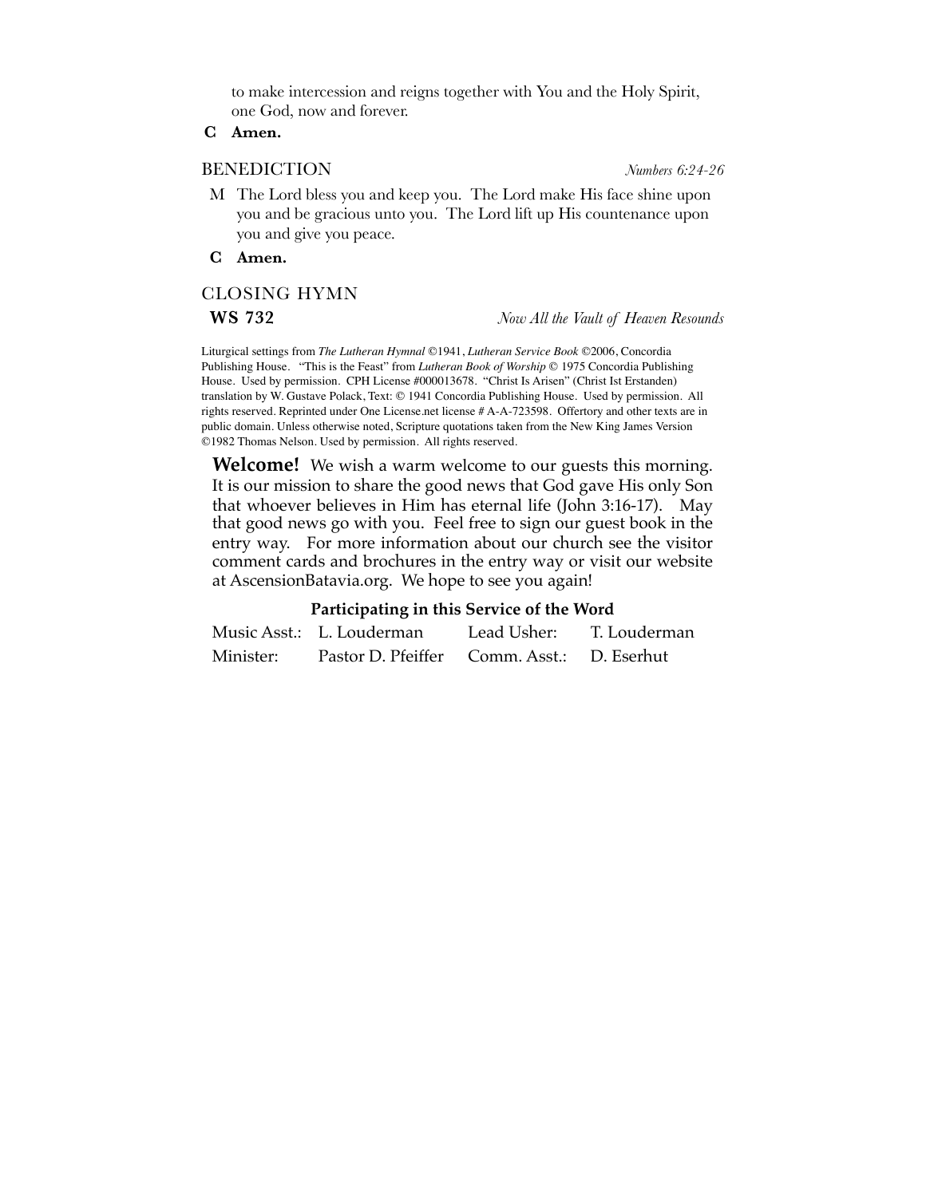to make intercession and reigns together with You and the Holy Spirit, one God, now and forever.

**C Amen.**

## BENEDICTION

*Numbers 6:24-26*

M The Lord bless you and keep you. The Lord make His face shine upon you and be gracious unto you. The Lord lift up His countenance upon you and give you peace.

**C Amen.**

## CLOSING HYMN

**WS 732** *Now All the Vault of Heaven Resounds*

Liturgical settings from *The Lutheran Hymnal* ©1941, *Lutheran Service Book* ©2006, Concordia Publishing House. "This is the Feast" from *Lutheran Book of Worship* © 1975 Concordia Publishing House. Used by permission. CPH License #000013678. "Christ Is Arisen" (Christ Ist Erstanden) translation by W. Gustave Polack, Text: © 1941 Concordia Publishing House. Used by permission. All rights reserved. Reprinted under One License.net license # A-A-723598. Offertory and other texts are in public domain. Unless otherwise noted, Scripture quotations taken from the New King James Version ©1982 Thomas Nelson. Used by permission. All rights reserved.

**Welcome!** We wish a warm welcome to our guests this morning. It is our mission to share the good news that God gave His only Son that whoever believes in Him has eternal life (John 3:16-17). May that good news go with you. Feel free to sign our guest book in the entry way. For more information about our church see the visitor comment cards and brochures in the entry way or visit our website at AscensionBatavia.org. We hope to see you again!

**Participating in this Service of the Word**

| | | | |
|---|---|---|---|
| Music Asst.: | L. Louderman | Lead Usher: | T. Louderman |
| Minister: | Pastor D. Pfeiffer | Comm. Asst.: | D. Eserhut |